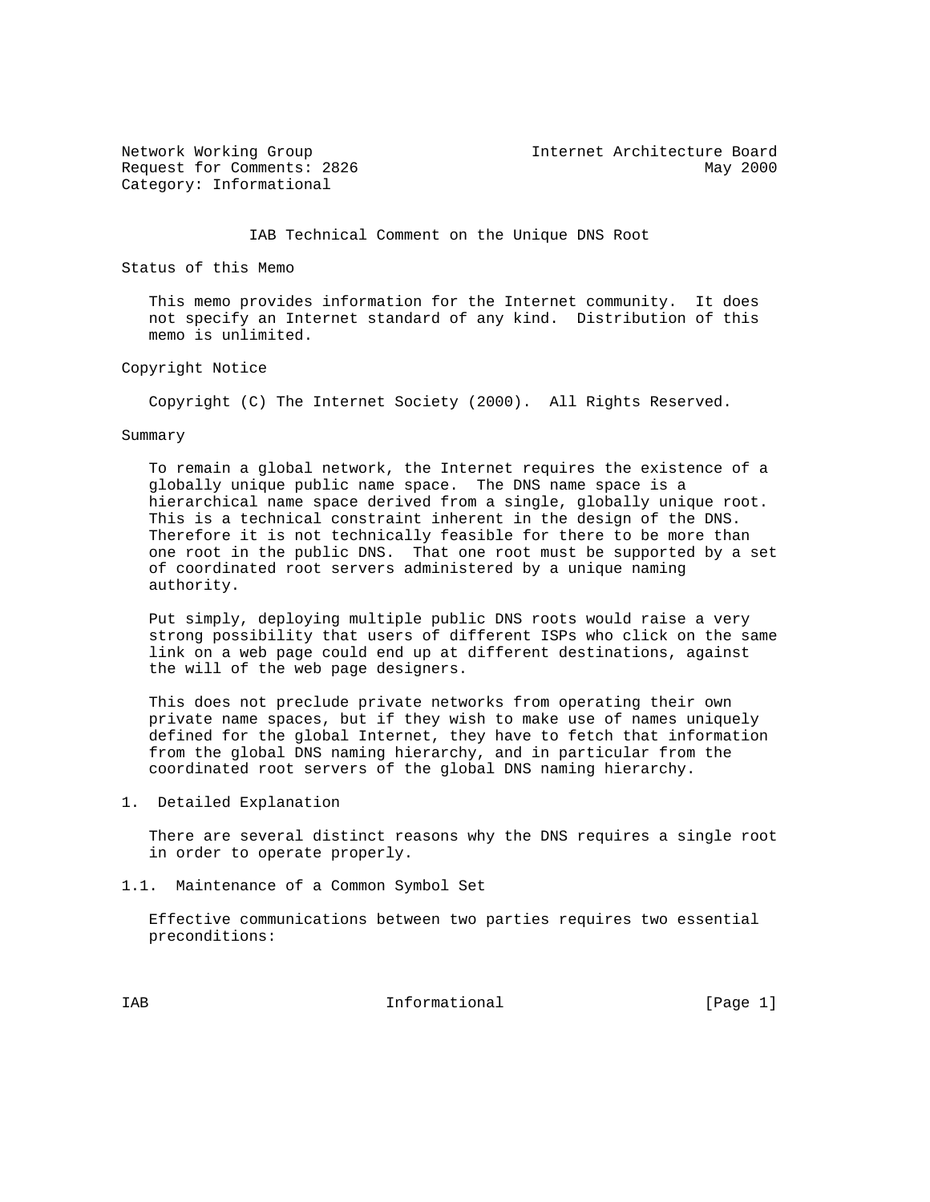Network Working Group  
Request for Comments: 2826  
Category: Informational

Internet Architecture Board  
May 2000

# IAB Technical Comment on the Unique DNS Root

## Status of this Memo

This memo provides information for the Internet community. It does not specify an Internet standard of any kind. Distribution of this memo is unlimited.

## Copyright Notice

Copyright (C) The Internet Society (2000). All Rights Reserved.

## Summary

To remain a global network, the Internet requires the existence of a globally unique public name space. The DNS name space is a hierarchical name space derived from a single, globally unique root. This is a technical constraint inherent in the design of the DNS. Therefore it is not technically feasible for there to be more than one root in the public DNS. That one root must be supported by a set of coordinated root servers administered by a unique naming authority.

Put simply, deploying multiple public DNS roots would raise a very strong possibility that users of different ISPs who click on the same link on a web page could end up at different destinations, against the will of the web page designers.

This does not preclude private networks from operating their own private name spaces, but if they wish to make use of names uniquely defined for the global Internet, they have to fetch that information from the global DNS naming hierarchy, and in particular from the coordinated root servers of the global DNS naming hierarchy.

## 1. Detailed Explanation

There are several distinct reasons why the DNS requires a single root in order to operate properly.

### 1.1. Maintenance of a Common Symbol Set

Effective communications between two parties requires two essential preconditions: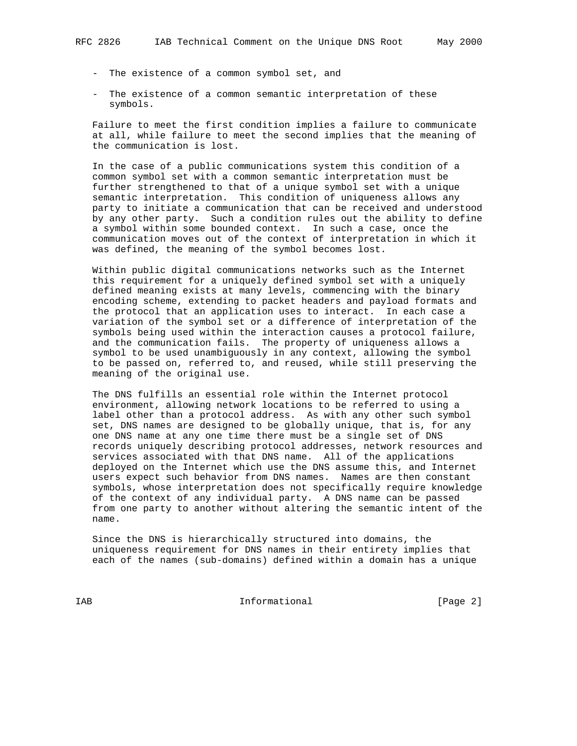- The existence of a common symbol set, and

- The existence of a common semantic interpretation of these symbols.

Failure to meet the first condition implies a failure to communicate at all, while failure to meet the second implies that the meaning of the communication is lost.

In the case of a public communications system this condition of a common symbol set with a common semantic interpretation must be further strengthened to that of a unique symbol set with a unique semantic interpretation. This condition of uniqueness allows any party to initiate a communication that can be received and understood by any other party. Such a condition rules out the ability to define a symbol within some bounded context. In such a case, once the communication moves out of the context of interpretation in which it was defined, the meaning of the symbol becomes lost.

Within public digital communications networks such as the Internet this requirement for a uniquely defined symbol set with a uniquely defined meaning exists at many levels, commencing with the binary encoding scheme, extending to packet headers and payload formats and the protocol that an application uses to interact. In each case a variation of the symbol set or a difference of interpretation of the symbols being used within the interaction causes a protocol failure, and the communication fails. The property of uniqueness allows a symbol to be used unambiguously in any context, allowing the symbol to be passed on, referred to, and reused, while still preserving the meaning of the original use.

The DNS fulfills an essential role within the Internet protocol environment, allowing network locations to be referred to using a label other than a protocol address. As with any other such symbol set, DNS names are designed to be globally unique, that is, for any one DNS name at any one time there must be a single set of DNS records uniquely describing protocol addresses, network resources and services associated with that DNS name. All of the applications deployed on the Internet which use the DNS assume this, and Internet users expect such behavior from DNS names. Names are then constant symbols, whose interpretation does not specifically require knowledge of the context of any individual party. A DNS name can be passed from one party to another without altering the semantic intent of the name.

Since the DNS is hierarchically structured into domains, the uniqueness requirement for DNS names in their entirety implies that each of the names (sub-domains) defined within a domain has a unique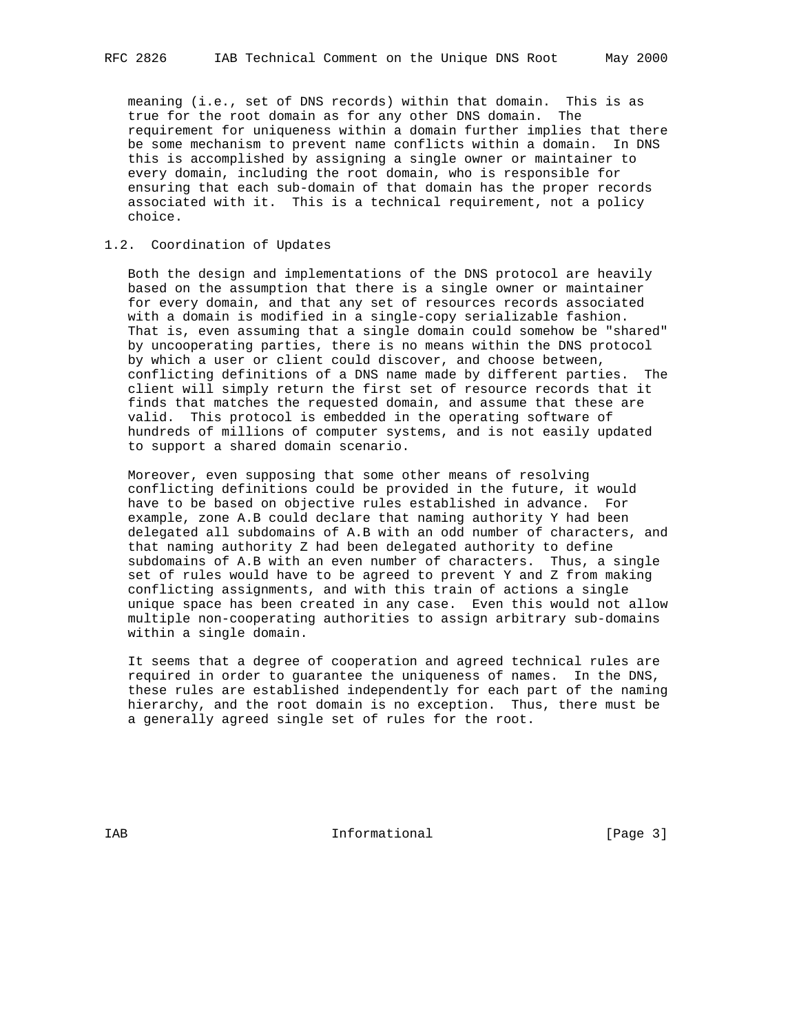meaning (i.e., set of DNS records) within that domain. This is as true for the root domain as for any other DNS domain. The requirement for uniqueness within a domain further implies that there be some mechanism to prevent name conflicts within a domain. In DNS this is accomplished by assigning a single owner or maintainer to every domain, including the root domain, who is responsible for ensuring that each sub-domain of that domain has the proper records associated with it. This is a technical requirement, not a policy choice.

### 1.2. Coordination of Updates

Both the design and implementations of the DNS protocol are heavily based on the assumption that there is a single owner or maintainer for every domain, and that any set of resources records associated with a domain is modified in a single-copy serializable fashion. That is, even assuming that a single domain could somehow be "shared" by uncooperating parties, there is no means within the DNS protocol by which a user or client could discover, and choose between, conflicting definitions of a DNS name made by different parties. The client will simply return the first set of resource records that it finds that matches the requested domain, and assume that these are valid. This protocol is embedded in the operating software of hundreds of millions of computer systems, and is not easily updated to support a shared domain scenario.

Moreover, even supposing that some other means of resolving conflicting definitions could be provided in the future, it would have to be based on objective rules established in advance. For example, zone A.B could declare that naming authority Y had been delegated all subdomains of A.B with an odd number of characters, and that naming authority Z had been delegated authority to define subdomains of A.B with an even number of characters. Thus, a single set of rules would have to be agreed to prevent Y and Z from making conflicting assignments, and with this train of actions a single unique space has been created in any case. Even this would not allow multiple non-cooperating authorities to assign arbitrary sub-domains within a single domain.

It seems that a degree of cooperation and agreed technical rules are required in order to guarantee the uniqueness of names. In the DNS, these rules are established independently for each part of the naming hierarchy, and the root domain is no exception. Thus, there must be a generally agreed single set of rules for the root.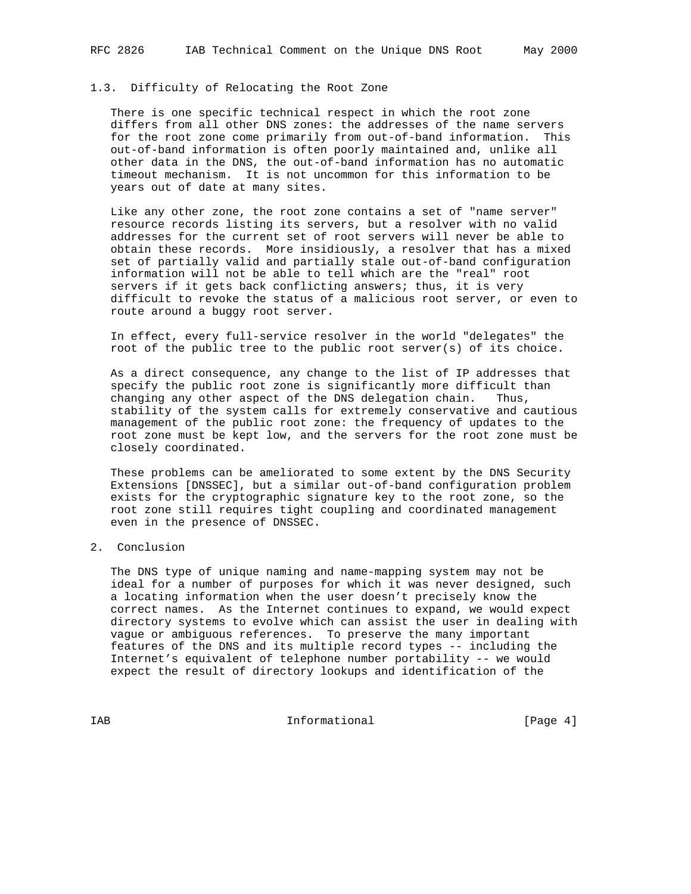## 1.3. Difficulty of Relocating the Root Zone

There is one specific technical respect in which the root zone differs from all other DNS zones: the addresses of the name servers for the root zone come primarily from out-of-band information. This out-of-band information is often poorly maintained and, unlike all other data in the DNS, the out-of-band information has no automatic timeout mechanism. It is not uncommon for this information to be years out of date at many sites.

Like any other zone, the root zone contains a set of "name server" resource records listing its servers, but a resolver with no valid addresses for the current set of root servers will never be able to obtain these records. More insidiously, a resolver that has a mixed set of partially valid and partially stale out-of-band configuration information will not be able to tell which are the "real" root servers if it gets back conflicting answers; thus, it is very difficult to revoke the status of a malicious root server, or even to route around a buggy root server.

In effect, every full-service resolver in the world "delegates" the root of the public tree to the public root server(s) of its choice.

As a direct consequence, any change to the list of IP addresses that specify the public root zone is significantly more difficult than changing any other aspect of the DNS delegation chain. Thus, stability of the system calls for extremely conservative and cautious management of the public root zone: the frequency of updates to the root zone must be kept low, and the servers for the root zone must be closely coordinated.

These problems can be ameliorated to some extent by the DNS Security Extensions [DNSSEC], but a similar out-of-band configuration problem exists for the cryptographic signature key to the root zone, so the root zone still requires tight coupling and coordinated management even in the presence of DNSSEC.

# 2. Conclusion

The DNS type of unique naming and name-mapping system may not be ideal for a number of purposes for which it was never designed, such a locating information when the user doesn't precisely know the correct names. As the Internet continues to expand, we would expect directory systems to evolve which can assist the user in dealing with vague or ambiguous references. To preserve the many important features of the DNS and its multiple record types -- including the Internet's equivalent of telephone number portability -- we would expect the result of directory lookups and identification of the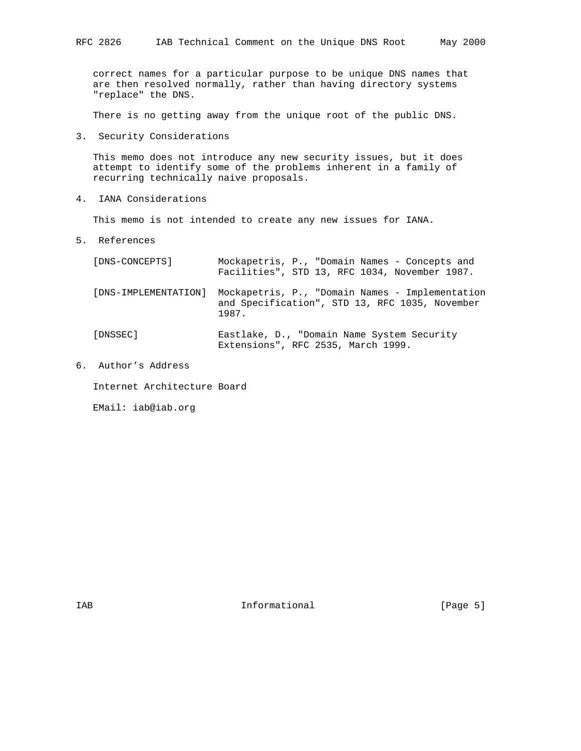correct names for a particular purpose to be unique DNS names that are then resolved normally, rather than having directory systems "replace" the DNS.

There is no getting away from the unique root of the public DNS.

## 3. Security Considerations

This memo does not introduce any new security issues, but it does attempt to identify some of the problems inherent in a family of recurring technically naive proposals.

## 4. IANA Considerations

This memo is not intended to create any new issues for IANA.

## 5. References

[DNS-CONCEPTS] Mockapetris, P., "Domain Names - Concepts and Facilities", STD 13, RFC 1034, November 1987.

[DNS-IMPLEMENTATION] Mockapetris, P., "Domain Names - Implementation and Specification", STD 13, RFC 1035, November 1987.

[DNSSEC] Eastlake, D., "Domain Name System Security Extensions", RFC 2535, March 1999.

## 6. Author's Address

Internet Architecture Board

EMail: iab@iab.org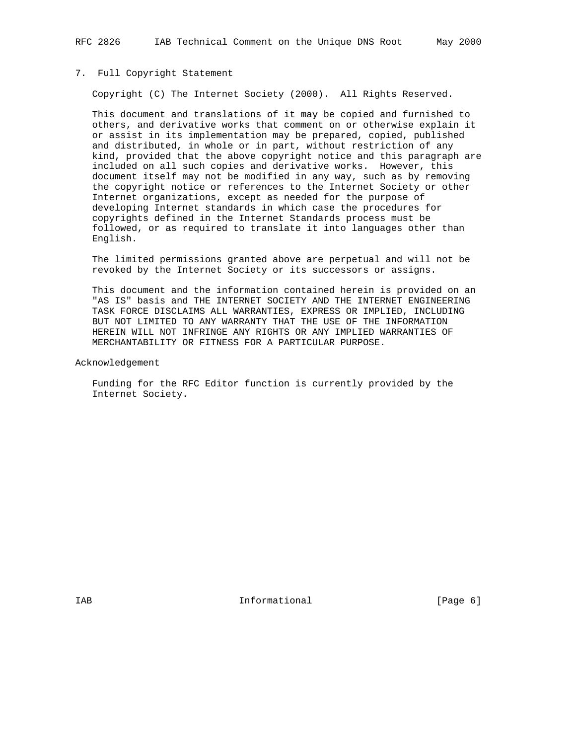## 7. Full Copyright Statement

Copyright (C) The Internet Society (2000). All Rights Reserved.

This document and translations of it may be copied and furnished to others, and derivative works that comment on or otherwise explain it or assist in its implementation may be prepared, copied, published and distributed, in whole or in part, without restriction of any kind, provided that the above copyright notice and this paragraph are included on all such copies and derivative works. However, this document itself may not be modified in any way, such as by removing the copyright notice or references to the Internet Society or other Internet organizations, except as needed for the purpose of developing Internet standards in which case the procedures for copyrights defined in the Internet Standards process must be followed, or as required to translate it into languages other than English.

The limited permissions granted above are perpetual and will not be revoked by the Internet Society or its successors or assigns.

This document and the information contained herein is provided on an "AS IS" basis and THE INTERNET SOCIETY AND THE INTERNET ENGINEERING TASK FORCE DISCLAIMS ALL WARRANTIES, EXPRESS OR IMPLIED, INCLUDING BUT NOT LIMITED TO ANY WARRANTY THAT THE USE OF THE INFORMATION HEREIN WILL NOT INFRINGE ANY RIGHTS OR ANY IMPLIED WARRANTIES OF MERCHANTABILITY OR FITNESS FOR A PARTICULAR PURPOSE.

## Acknowledgement

Funding for the RFC Editor function is currently provided by the Internet Society.